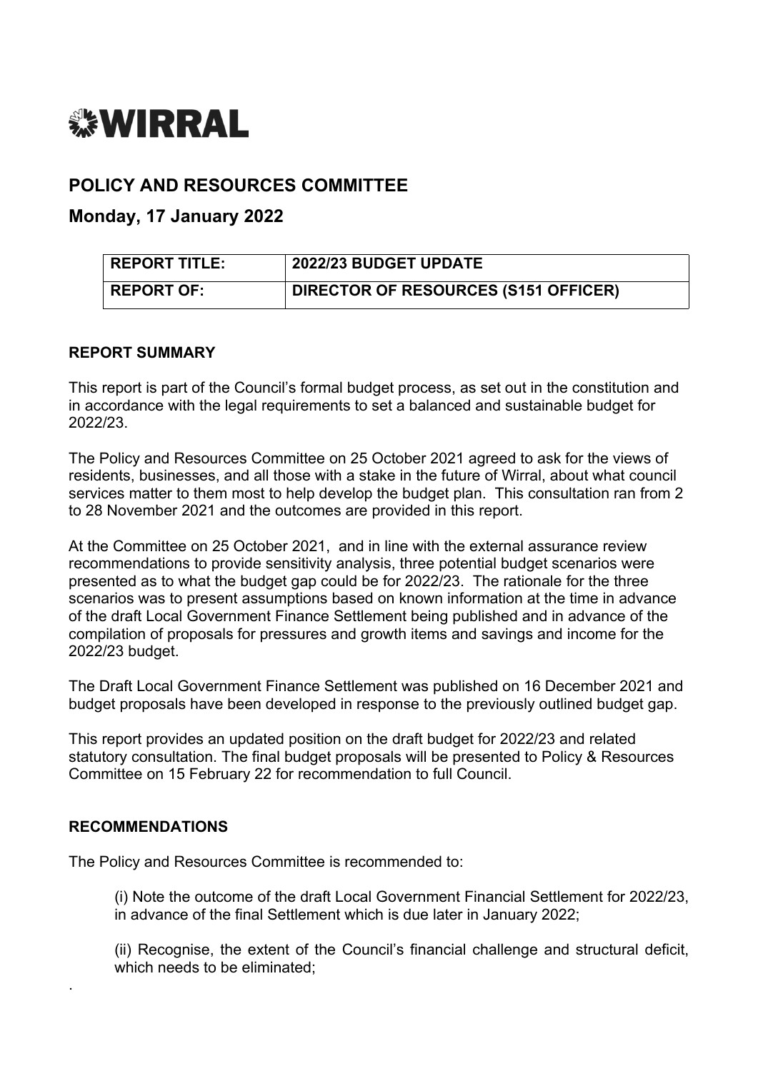# WIRRAL

## POLICY AND RESOURCES COMMITTEE

## Monday, 17 January 2022

| REPORT TITLE: | 2022/23 BUDGET UPDATE |
|---|---|
| REPORT OF: | DIRECTOR OF RESOURCES (S151 OFFICER) |

### REPORT SUMMARY

This report is part of the Council's formal budget process, as set out in the constitution and in accordance with the legal requirements to set a balanced and sustainable budget for 2022/23.

The Policy and Resources Committee on 25 October 2021 agreed to ask for the views of residents, businesses, and all those with a stake in the future of Wirral, about what council services matter to them most to help develop the budget plan. This consultation ran from 2 to 28 November 2021 and the outcomes are provided in this report.

At the Committee on 25 October 2021, and in line with the external assurance review recommendations to provide sensitivity analysis, three potential budget scenarios were presented as to what the budget gap could be for 2022/23. The rationale for the three scenarios was to present assumptions based on known information at the time in advance of the draft Local Government Finance Settlement being published and in advance of the compilation of proposals for pressures and growth items and savings and income for the 2022/23 budget.

The Draft Local Government Finance Settlement was published on 16 December 2021 and budget proposals have been developed in response to the previously outlined budget gap.

This report provides an updated position on the draft budget for 2022/23 and related statutory consultation. The final budget proposals will be presented to Policy & Resources Committee on 15 February 22 for recommendation to full Council.

### RECOMMENDATIONS

The Policy and Resources Committee is recommended to:

(i) Note the outcome of the draft Local Government Financial Settlement for 2022/23, in advance of the final Settlement which is due later in January 2022;

(ii) Recognise, the extent of the Council's financial challenge and structural deficit, which needs to be eliminated;

.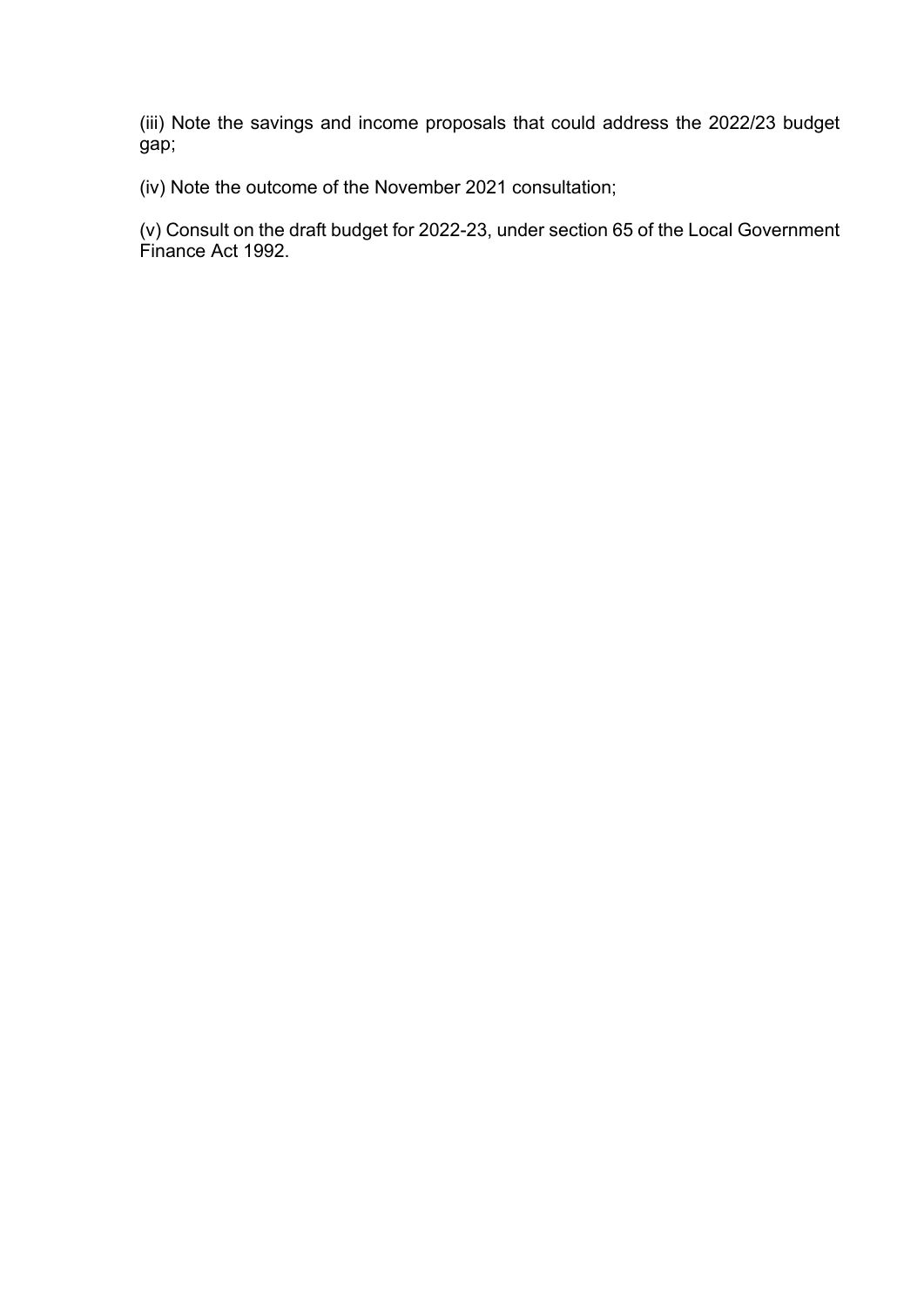(iii) Note the savings and income proposals that could address the 2022/23 budget gap;

(iv) Note the outcome of the November 2021 consultation;

(v) Consult on the draft budget for 2022-23, under section 65 of the Local Government Finance Act 1992.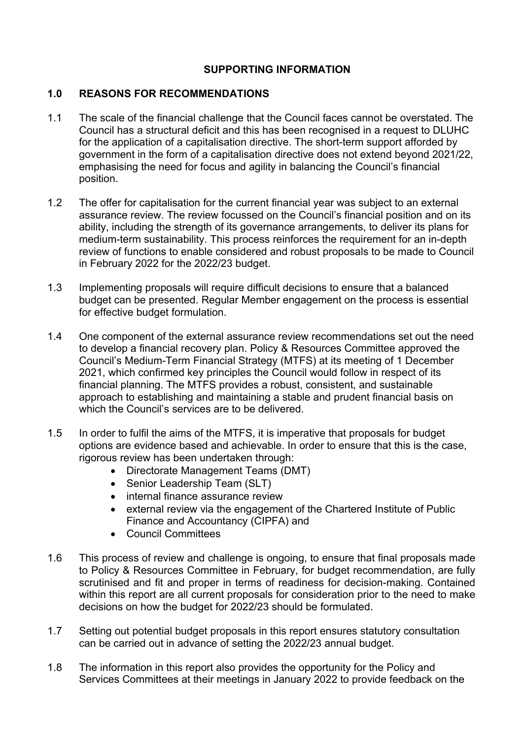## SUPPORTING INFORMATION

### 1.0 REASONS FOR RECOMMENDATIONS

1.1 The scale of the financial challenge that the Council faces cannot be overstated. The Council has a structural deficit and this has been recognised in a request to DLUHC for the application of a capitalisation directive. The short-term support afforded by government in the form of a capitalisation directive does not extend beyond 2021/22, emphasising the need for focus and agility in balancing the Council's financial position.

1.2 The offer for capitalisation for the current financial year was subject to an external assurance review. The review focussed on the Council's financial position and on its ability, including the strength of its governance arrangements, to deliver its plans for medium-term sustainability. This process reinforces the requirement for an in-depth review of functions to enable considered and robust proposals to be made to Council in February 2022 for the 2022/23 budget.

1.3 Implementing proposals will require difficult decisions to ensure that a balanced budget can be presented. Regular Member engagement on the process is essential for effective budget formulation.

1.4 One component of the external assurance review recommendations set out the need to develop a financial recovery plan. Policy & Resources Committee approved the Council's Medium-Term Financial Strategy (MTFS) at its meeting of 1 December 2021, which confirmed key principles the Council would follow in respect of its financial planning. The MTFS provides a robust, consistent, and sustainable approach to establishing and maintaining a stable and prudent financial basis on which the Council's services are to be delivered.

1.5 In order to fulfil the aims of the MTFS, it is imperative that proposals for budget options are evidence based and achievable. In order to ensure that this is the case, rigorous review has been undertaken through:

- Directorate Management Teams (DMT)
- Senior Leadership Team (SLT)
- internal finance assurance review
- external review via the engagement of the Chartered Institute of Public Finance and Accountancy (CIPFA) and
- Council Committees

1.6 This process of review and challenge is ongoing, to ensure that final proposals made to Policy & Resources Committee in February, for budget recommendation, are fully scrutinised and fit and proper in terms of readiness for decision-making. Contained within this report are all current proposals for consideration prior to the need to make decisions on how the budget for 2022/23 should be formulated.

1.7 Setting out potential budget proposals in this report ensures statutory consultation can be carried out in advance of setting the 2022/23 annual budget.

1.8 The information in this report also provides the opportunity for the Policy and Services Committees at their meetings in January 2022 to provide feedback on the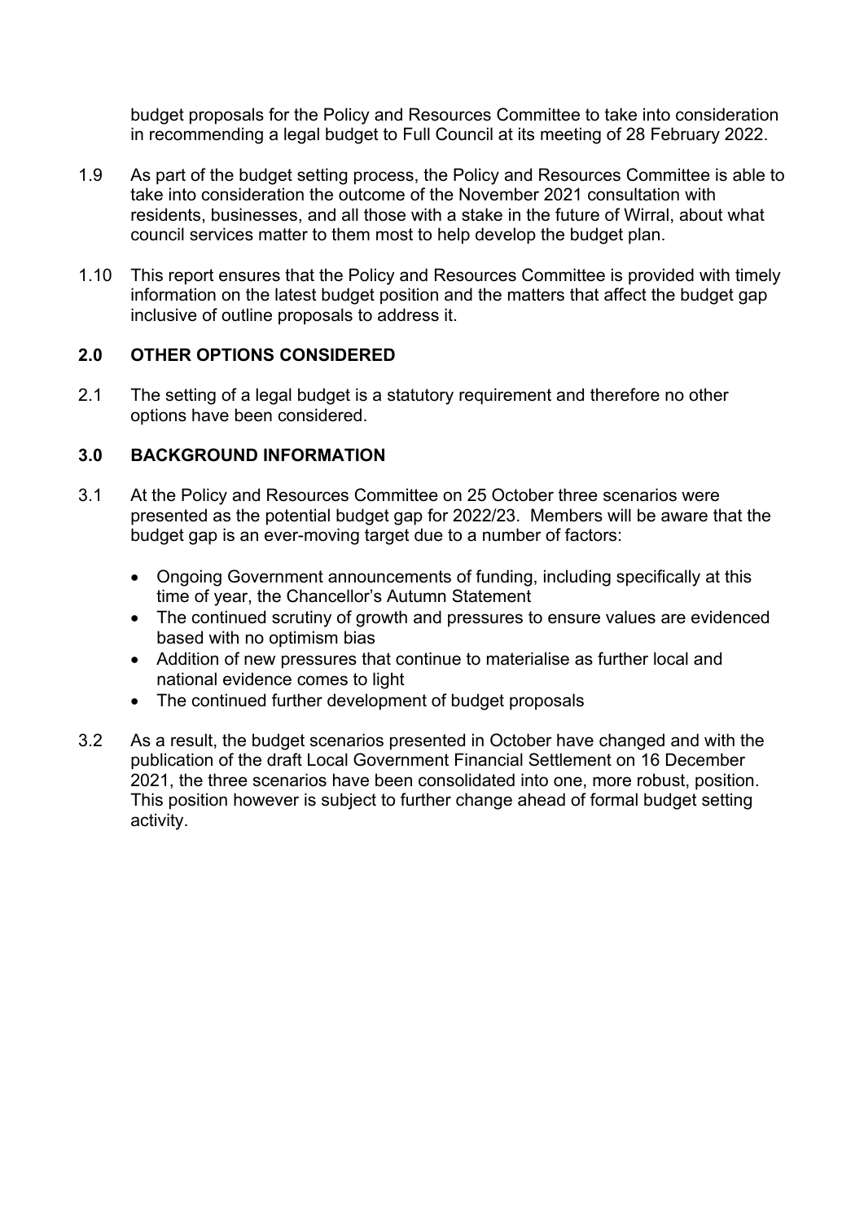budget proposals for the Policy and Resources Committee to take into consideration in recommending a legal budget to Full Council at its meeting of 28 February 2022.

1.9 As part of the budget setting process, the Policy and Resources Committee is able to take into consideration the outcome of the November 2021 consultation with residents, businesses, and all those with a stake in the future of Wirral, about what council services matter to them most to help develop the budget plan.

1.10 This report ensures that the Policy and Resources Committee is provided with timely information on the latest budget position and the matters that affect the budget gap inclusive of outline proposals to address it.

## 2.0 OTHER OPTIONS CONSIDERED

2.1 The setting of a legal budget is a statutory requirement and therefore no other options have been considered.

## 3.0 BACKGROUND INFORMATION

3.1 At the Policy and Resources Committee on 25 October three scenarios were presented as the potential budget gap for 2022/23. Members will be aware that the budget gap is an ever-moving target due to a number of factors:

- Ongoing Government announcements of funding, including specifically at this time of year, the Chancellor's Autumn Statement
- The continued scrutiny of growth and pressures to ensure values are evidenced based with no optimism bias
- Addition of new pressures that continue to materialise as further local and national evidence comes to light
- The continued further development of budget proposals

3.2 As a result, the budget scenarios presented in October have changed and with the publication of the draft Local Government Financial Settlement on 16 December 2021, the three scenarios have been consolidated into one, more robust, position. This position however is subject to further change ahead of formal budget setting activity.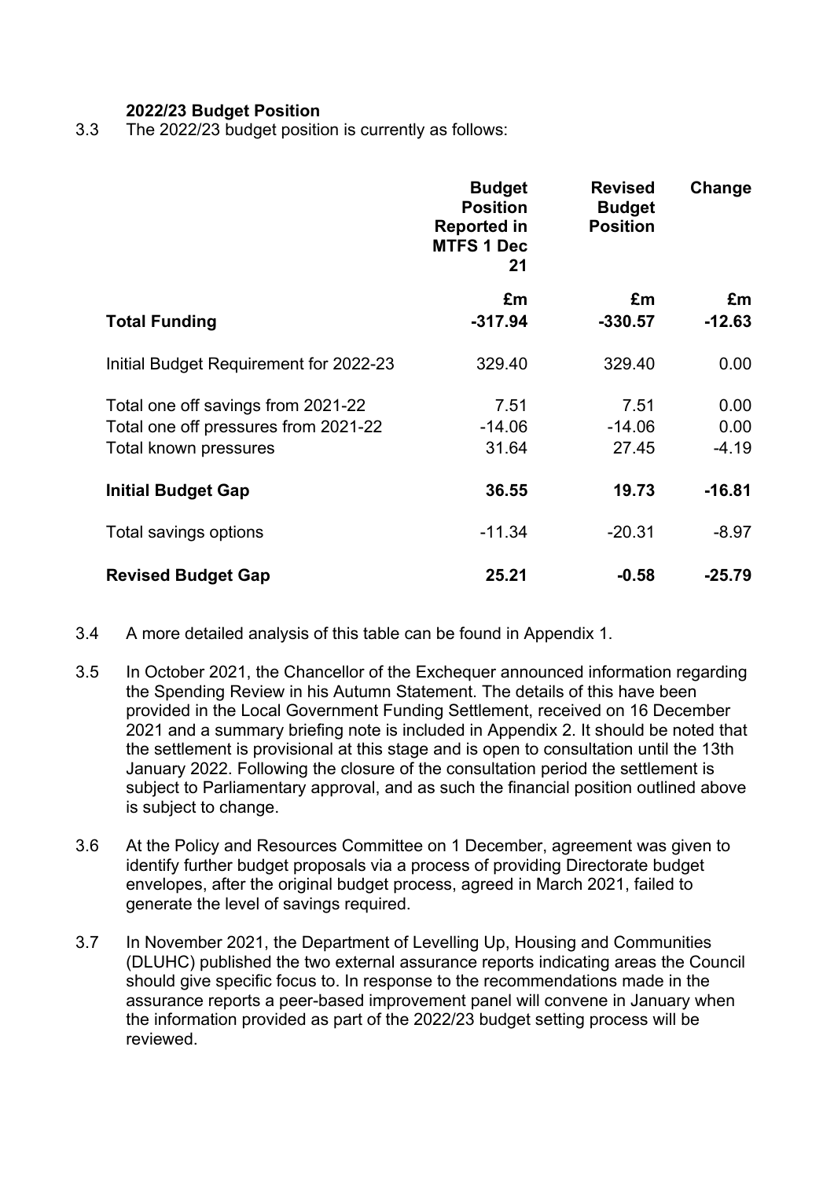### 2022/23 Budget Position

3.3 The 2022/23 budget position is currently as follows:

| | Budget Position Reported in MTFS 1 Dec 21 | Revised Budget Position | Change |
|---|---|---|---|
| | £m | £m | £m |
| **Total Funding** | **-317.94** | **-330.57** | **-12.63** |
| Initial Budget Requirement for 2022-23 | 329.40 | 329.40 | 0.00 |
| Total one off savings from 2021-22 | 7.51 | 7.51 | 0.00 |
| Total one off pressures from 2021-22 | -14.06 | -14.06 | 0.00 |
| Total known pressures | 31.64 | 27.45 | -4.19 |
| **Initial Budget Gap** | **36.55** | **19.73** | **-16.81** |
| Total savings options | -11.34 | -20.31 | -8.97 |
| **Revised Budget Gap** | **25.21** | **-0.58** | **-25.79** |

3.4 A more detailed analysis of this table can be found in Appendix 1.

3.5 In October 2021, the Chancellor of the Exchequer announced information regarding the Spending Review in his Autumn Statement. The details of this have been provided in the Local Government Funding Settlement, received on 16 December 2021 and a summary briefing note is included in Appendix 2. It should be noted that the settlement is provisional at this stage and is open to consultation until the 13th January 2022. Following the closure of the consultation period the settlement is subject to Parliamentary approval, and as such the financial position outlined above is subject to change.

3.6 At the Policy and Resources Committee on 1 December, agreement was given to identify further budget proposals via a process of providing Directorate budget envelopes, after the original budget process, agreed in March 2021, failed to generate the level of savings required.

3.7 In November 2021, the Department of Levelling Up, Housing and Communities (DLUHC) published the two external assurance reports indicating areas the Council should give specific focus to. In response to the recommendations made in the assurance reports a peer-based improvement panel will convene in January when the information provided as part of the 2022/23 budget setting process will be reviewed.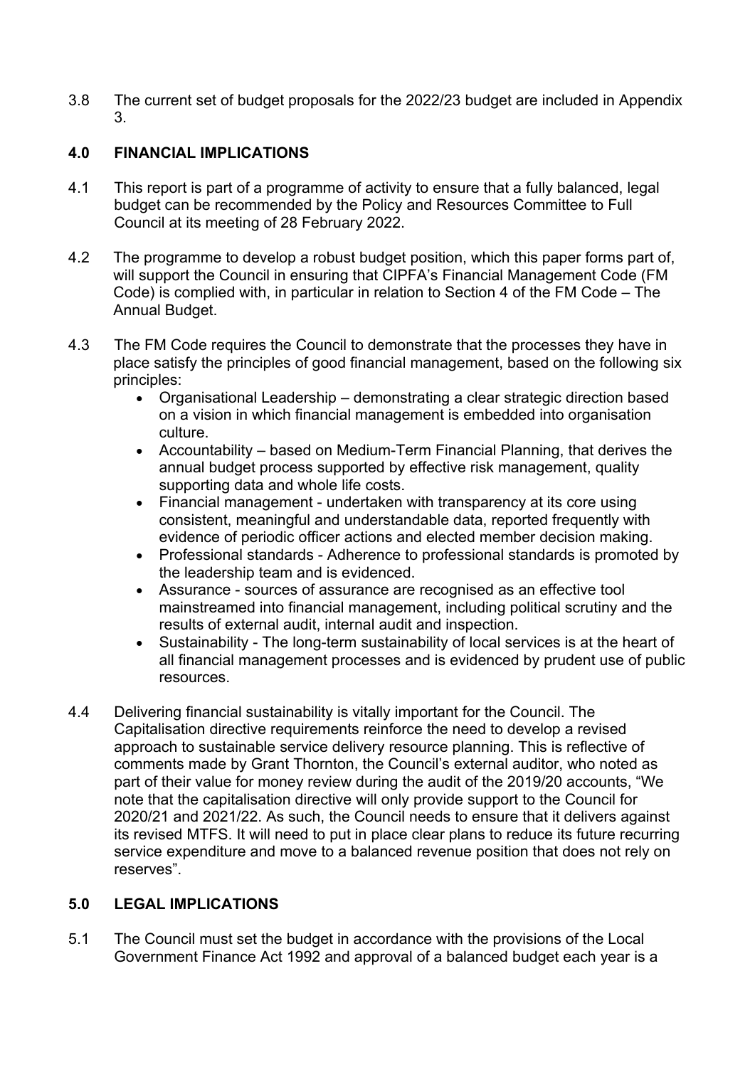3.8 The current set of budget proposals for the 2022/23 budget are included in Appendix 3.

## 4.0 FINANCIAL IMPLICATIONS

4.1 This report is part of a programme of activity to ensure that a fully balanced, legal budget can be recommended by the Policy and Resources Committee to Full Council at its meeting of 28 February 2022.

4.2 The programme to develop a robust budget position, which this paper forms part of, will support the Council in ensuring that CIPFA's Financial Management Code (FM Code) is complied with, in particular in relation to Section 4 of the FM Code – The Annual Budget.

4.3 The FM Code requires the Council to demonstrate that the processes they have in place satisfy the principles of good financial management, based on the following six principles:

- Organisational Leadership – demonstrating a clear strategic direction based on a vision in which financial management is embedded into organisation culture.
- Accountability – based on Medium-Term Financial Planning, that derives the annual budget process supported by effective risk management, quality supporting data and whole life costs.
- Financial management - undertaken with transparency at its core using consistent, meaningful and understandable data, reported frequently with evidence of periodic officer actions and elected member decision making.
- Professional standards - Adherence to professional standards is promoted by the leadership team and is evidenced.
- Assurance - sources of assurance are recognised as an effective tool mainstreamed into financial management, including political scrutiny and the results of external audit, internal audit and inspection.
- Sustainability - The long-term sustainability of local services is at the heart of all financial management processes and is evidenced by prudent use of public resources.

4.4 Delivering financial sustainability is vitally important for the Council. The Capitalisation directive requirements reinforce the need to develop a revised approach to sustainable service delivery resource planning. This is reflective of comments made by Grant Thornton, the Council's external auditor, who noted as part of their value for money review during the audit of the 2019/20 accounts, "We note that the capitalisation directive will only provide support to the Council for 2020/21 and 2021/22. As such, the Council needs to ensure that it delivers against its revised MTFS. It will need to put in place clear plans to reduce its future recurring service expenditure and move to a balanced revenue position that does not rely on reserves".

## 5.0 LEGAL IMPLICATIONS

5.1 The Council must set the budget in accordance with the provisions of the Local Government Finance Act 1992 and approval of a balanced budget each year is a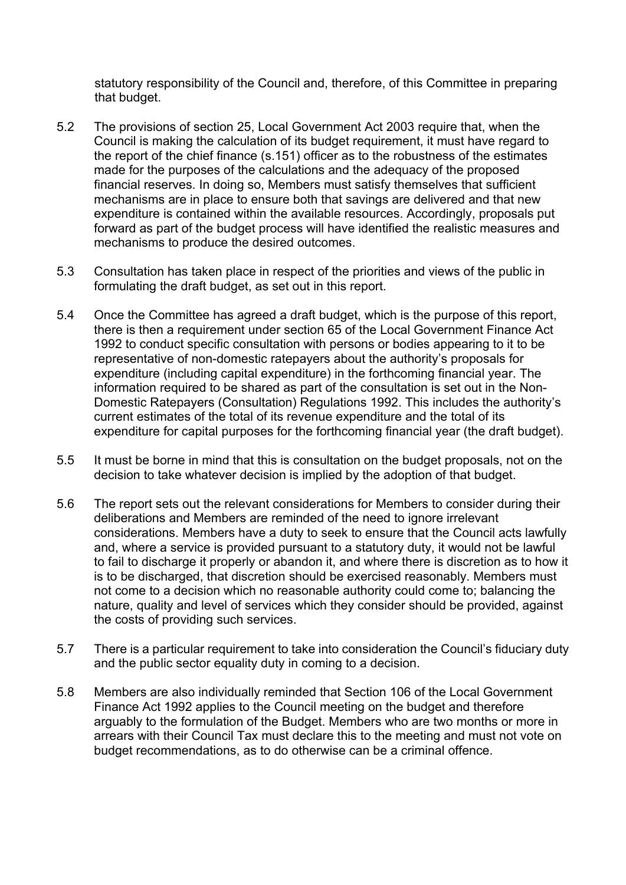statutory responsibility of the Council and, therefore, of this Committee in preparing that budget.

5.2 The provisions of section 25, Local Government Act 2003 require that, when the Council is making the calculation of its budget requirement, it must have regard to the report of the chief finance (s.151) officer as to the robustness of the estimates made for the purposes of the calculations and the adequacy of the proposed financial reserves. In doing so, Members must satisfy themselves that sufficient mechanisms are in place to ensure both that savings are delivered and that new expenditure is contained within the available resources. Accordingly, proposals put forward as part of the budget process will have identified the realistic measures and mechanisms to produce the desired outcomes.

5.3 Consultation has taken place in respect of the priorities and views of the public in formulating the draft budget, as set out in this report.

5.4 Once the Committee has agreed a draft budget, which is the purpose of this report, there is then a requirement under section 65 of the Local Government Finance Act 1992 to conduct specific consultation with persons or bodies appearing to it to be representative of non-domestic ratepayers about the authority's proposals for expenditure (including capital expenditure) in the forthcoming financial year. The information required to be shared as part of the consultation is set out in the Non-Domestic Ratepayers (Consultation) Regulations 1992. This includes the authority's current estimates of the total of its revenue expenditure and the total of its expenditure for capital purposes for the forthcoming financial year (the draft budget).

5.5 It must be borne in mind that this is consultation on the budget proposals, not on the decision to take whatever decision is implied by the adoption of that budget.

5.6 The report sets out the relevant considerations for Members to consider during their deliberations and Members are reminded of the need to ignore irrelevant considerations. Members have a duty to seek to ensure that the Council acts lawfully and, where a service is provided pursuant to a statutory duty, it would not be lawful to fail to discharge it properly or abandon it, and where there is discretion as to how it is to be discharged, that discretion should be exercised reasonably. Members must not come to a decision which no reasonable authority could come to; balancing the nature, quality and level of services which they consider should be provided, against the costs of providing such services.

5.7 There is a particular requirement to take into consideration the Council's fiduciary duty and the public sector equality duty in coming to a decision.

5.8 Members are also individually reminded that Section 106 of the Local Government Finance Act 1992 applies to the Council meeting on the budget and therefore arguably to the formulation of the Budget. Members who are two months or more in arrears with their Council Tax must declare this to the meeting and must not vote on budget recommendations, as to do otherwise can be a criminal offence.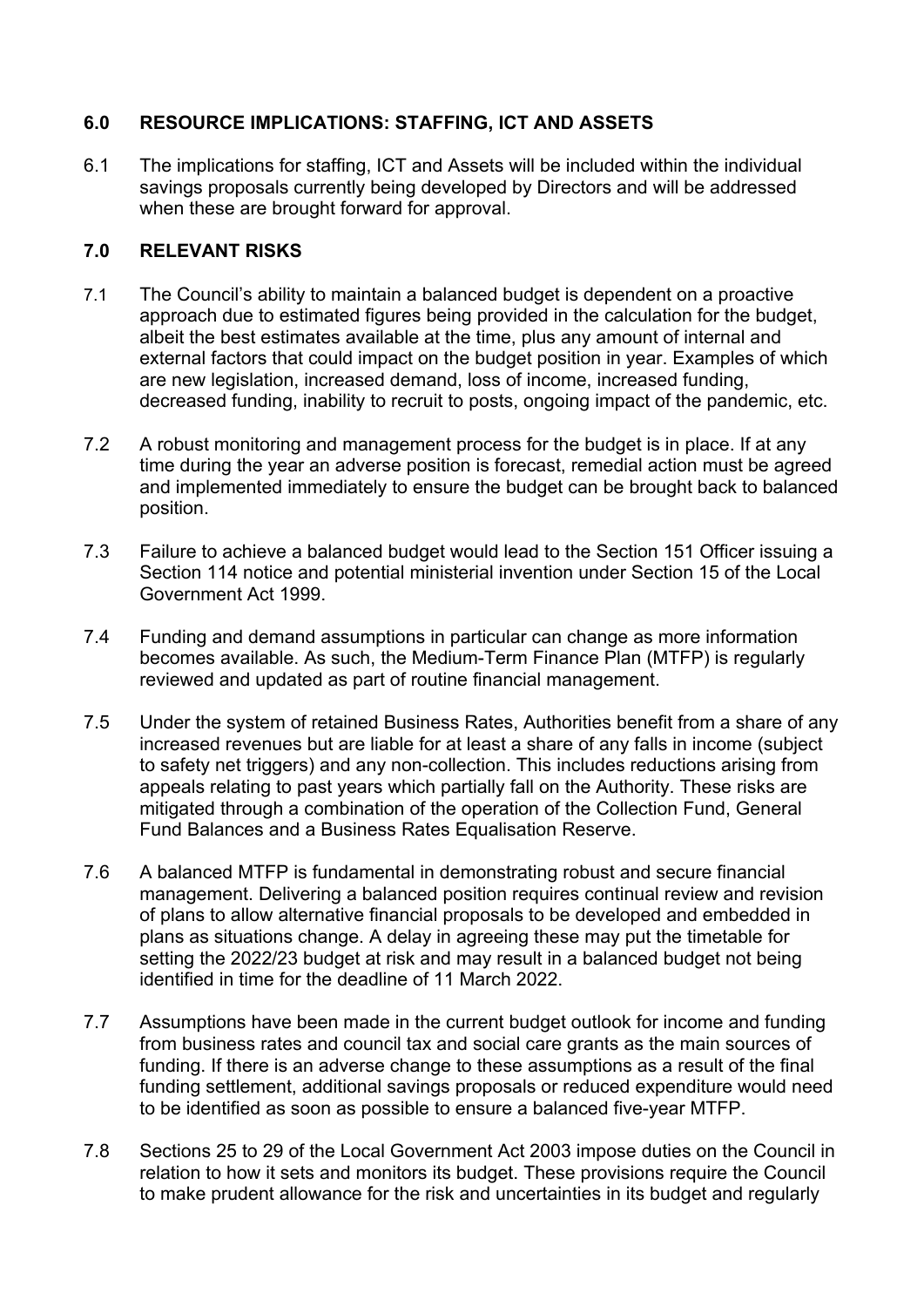## 6.0 RESOURCE IMPLICATIONS: STAFFING, ICT AND ASSETS

6.1 The implications for staffing, ICT and Assets will be included within the individual savings proposals currently being developed by Directors and will be addressed when these are brought forward for approval.

## 7.0 RELEVANT RISKS

7.1 The Council's ability to maintain a balanced budget is dependent on a proactive approach due to estimated figures being provided in the calculation for the budget, albeit the best estimates available at the time, plus any amount of internal and external factors that could impact on the budget position in year. Examples of which are new legislation, increased demand, loss of income, increased funding, decreased funding, inability to recruit to posts, ongoing impact of the pandemic, etc.

7.2 A robust monitoring and management process for the budget is in place. If at any time during the year an adverse position is forecast, remedial action must be agreed and implemented immediately to ensure the budget can be brought back to balanced position.

7.3 Failure to achieve a balanced budget would lead to the Section 151 Officer issuing a Section 114 notice and potential ministerial invention under Section 15 of the Local Government Act 1999.

7.4 Funding and demand assumptions in particular can change as more information becomes available. As such, the Medium-Term Finance Plan (MTFP) is regularly reviewed and updated as part of routine financial management.

7.5 Under the system of retained Business Rates, Authorities benefit from a share of any increased revenues but are liable for at least a share of any falls in income (subject to safety net triggers) and any non-collection. This includes reductions arising from appeals relating to past years which partially fall on the Authority. These risks are mitigated through a combination of the operation of the Collection Fund, General Fund Balances and a Business Rates Equalisation Reserve.

7.6 A balanced MTFP is fundamental in demonstrating robust and secure financial management. Delivering a balanced position requires continual review and revision of plans to allow alternative financial proposals to be developed and embedded in plans as situations change. A delay in agreeing these may put the timetable for setting the 2022/23 budget at risk and may result in a balanced budget not being identified in time for the deadline of 11 March 2022.

7.7 Assumptions have been made in the current budget outlook for income and funding from business rates and council tax and social care grants as the main sources of funding. If there is an adverse change to these assumptions as a result of the final funding settlement, additional savings proposals or reduced expenditure would need to be identified as soon as possible to ensure a balanced five-year MTFP.

7.8 Sections 25 to 29 of the Local Government Act 2003 impose duties on the Council in relation to how it sets and monitors its budget. These provisions require the Council to make prudent allowance for the risk and uncertainties in its budget and regularly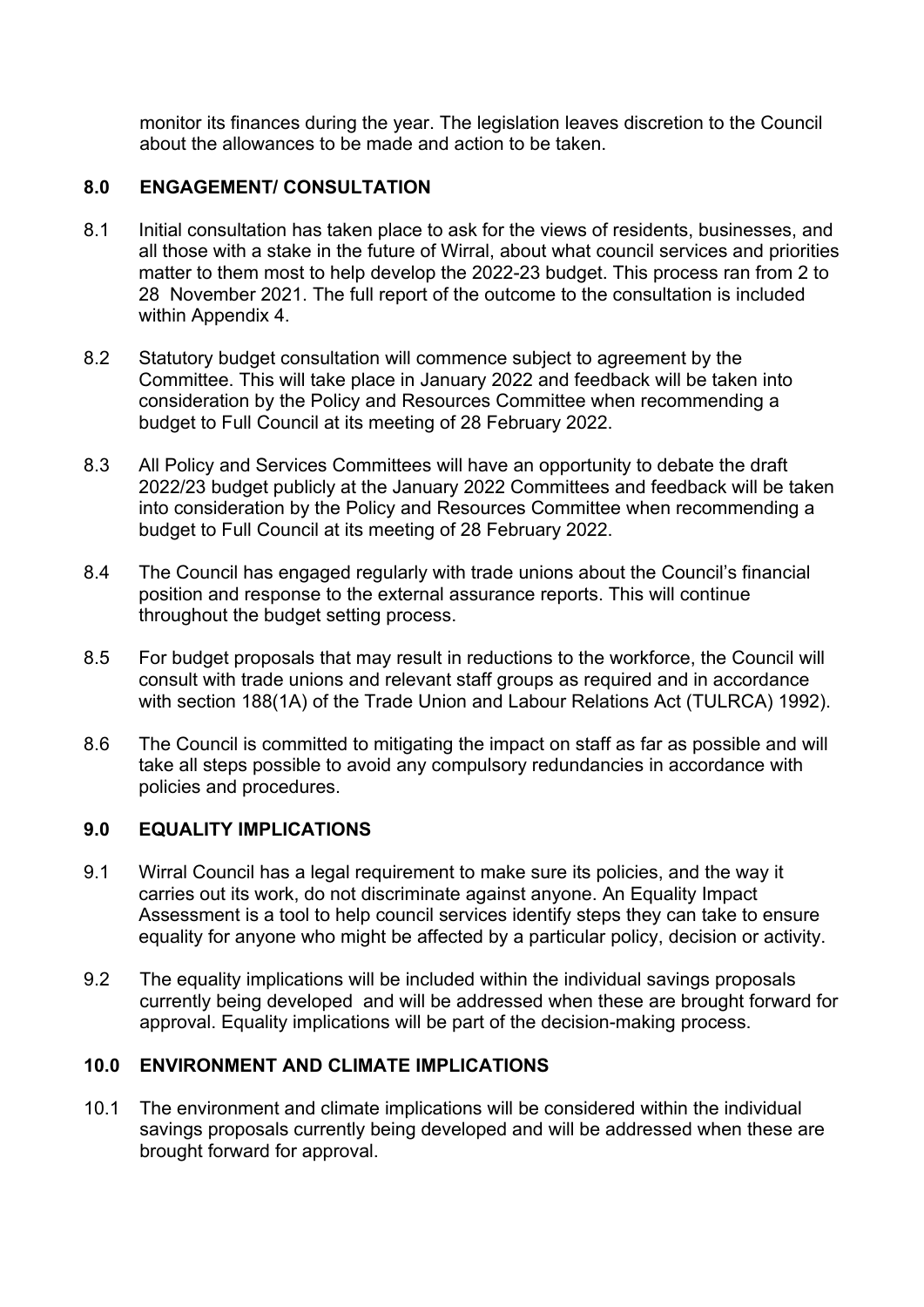monitor its finances during the year. The legislation leaves discretion to the Council about the allowances to be made and action to be taken.

## 8.0 ENGAGEMENT/ CONSULTATION

8.1 Initial consultation has taken place to ask for the views of residents, businesses, and all those with a stake in the future of Wirral, about what council services and priorities matter to them most to help develop the 2022-23 budget. This process ran from 2 to 28 November 2021. The full report of the outcome to the consultation is included within Appendix 4.

8.2 Statutory budget consultation will commence subject to agreement by the Committee. This will take place in January 2022 and feedback will be taken into consideration by the Policy and Resources Committee when recommending a budget to Full Council at its meeting of 28 February 2022.

8.3 All Policy and Services Committees will have an opportunity to debate the draft 2022/23 budget publicly at the January 2022 Committees and feedback will be taken into consideration by the Policy and Resources Committee when recommending a budget to Full Council at its meeting of 28 February 2022.

8.4 The Council has engaged regularly with trade unions about the Council's financial position and response to the external assurance reports. This will continue throughout the budget setting process.

8.5 For budget proposals that may result in reductions to the workforce, the Council will consult with trade unions and relevant staff groups as required and in accordance with section 188(1A) of the Trade Union and Labour Relations Act (TULRCA) 1992).

8.6 The Council is committed to mitigating the impact on staff as far as possible and will take all steps possible to avoid any compulsory redundancies in accordance with policies and procedures.

## 9.0 EQUALITY IMPLICATIONS

9.1 Wirral Council has a legal requirement to make sure its policies, and the way it carries out its work, do not discriminate against anyone. An Equality Impact Assessment is a tool to help council services identify steps they can take to ensure equality for anyone who might be affected by a particular policy, decision or activity.

9.2 The equality implications will be included within the individual savings proposals currently being developed and will be addressed when these are brought forward for approval. Equality implications will be part of the decision-making process.

## 10.0 ENVIRONMENT AND CLIMATE IMPLICATIONS

10.1 The environment and climate implications will be considered within the individual savings proposals currently being developed and will be addressed when these are brought forward for approval.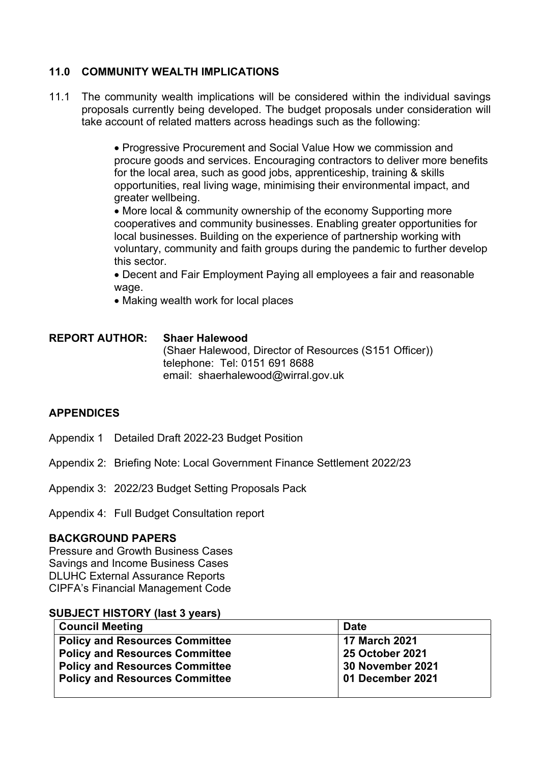## 11.0 COMMUNITY WEALTH IMPLICATIONS

11.1 The community wealth implications will be considered within the individual savings proposals currently being developed. The budget proposals under consideration will take account of related matters across headings such as the following:

- Progressive Procurement and Social Value How we commission and procure goods and services. Encouraging contractors to deliver more benefits for the local area, such as good jobs, apprenticeship, training & skills opportunities, real living wage, minimising their environmental impact, and greater wellbeing.
- More local & community ownership of the economy Supporting more cooperatives and community businesses. Enabling greater opportunities for local businesses. Building on the experience of partnership working with voluntary, community and faith groups during the pandemic to further develop this sector.
- Decent and Fair Employment Paying all employees a fair and reasonable wage.
- Making wealth work for local places

**REPORT AUTHOR:** **Shaer Halewood**
(Shaer Halewood, Director of Resources (S151 Officer))
telephone: Tel: 0151 691 8688
email: shaerhalewood@wirral.gov.uk

## APPENDICES

Appendix 1 Detailed Draft 2022-23 Budget Position

Appendix 2: Briefing Note: Local Government Finance Settlement 2022/23

Appendix 3: 2022/23 Budget Setting Proposals Pack

Appendix 4: Full Budget Consultation report

## BACKGROUND PAPERS

Pressure and Growth Business Cases
Savings and Income Business Cases
DLUHC External Assurance Reports
CIPFA's Financial Management Code

## SUBJECT HISTORY (last 3 years)

| Council Meeting | Date |
|---|---|
| Policy and Resources Committee | 17 March 2021 |
| Policy and Resources Committee | 25 October 2021 |
| Policy and Resources Committee | 30 November 2021 |
| Policy and Resources Committee | 01 December 2021 |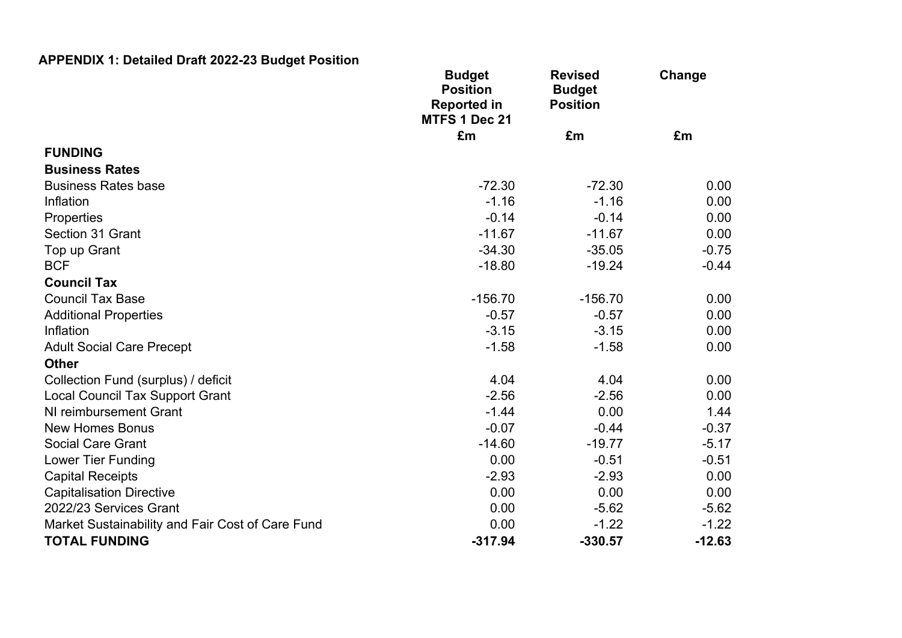**APPENDIX 1: Detailed Draft 2022-23 Budget Position**

| | Budget Position Reported in MTFS 1 Dec 21 | Revised Budget Position | Change |
|---|---|---|---|
| | £m | £m | £m |
| **FUNDING** | | | |
| **Business Rates** | | | |
| Business Rates base | -72.30 | -72.30 | 0.00 |
| Inflation | -1.16 | -1.16 | 0.00 |
| Properties | -0.14 | -0.14 | 0.00 |
| Section 31 Grant | -11.67 | -11.67 | 0.00 |
| Top up Grant | -34.30 | -35.05 | -0.75 |
| BCF | -18.80 | -19.24 | -0.44 |
| **Council Tax** | | | |
| Council Tax Base | -156.70 | -156.70 | 0.00 |
| Additional Properties | -0.57 | -0.57 | 0.00 |
| Inflation | -3.15 | -3.15 | 0.00 |
| Adult Social Care Precept | -1.58 | -1.58 | 0.00 |
| **Other** | | | |
| Collection Fund (surplus) / deficit | 4.04 | 4.04 | 0.00 |
| Local Council Tax Support Grant | -2.56 | -2.56 | 0.00 |
| NI reimbursement Grant | -1.44 | 0.00 | 1.44 |
| New Homes Bonus | -0.07 | -0.44 | -0.37 |
| Social Care Grant | -14.60 | -19.77 | -5.17 |
| Lower Tier Funding | 0.00 | -0.51 | -0.51 |
| Capital Receipts | -2.93 | -2.93 | 0.00 |
| Capitalisation Directive | 0.00 | 0.00 | 0.00 |
| 2022/23 Services Grant | 0.00 | -5.62 | -5.62 |
| Market Sustainability and Fair Cost of Care Fund | 0.00 | -1.22 | -1.22 |
| **TOTAL FUNDING** | **-317.94** | **-330.57** | **-12.63** |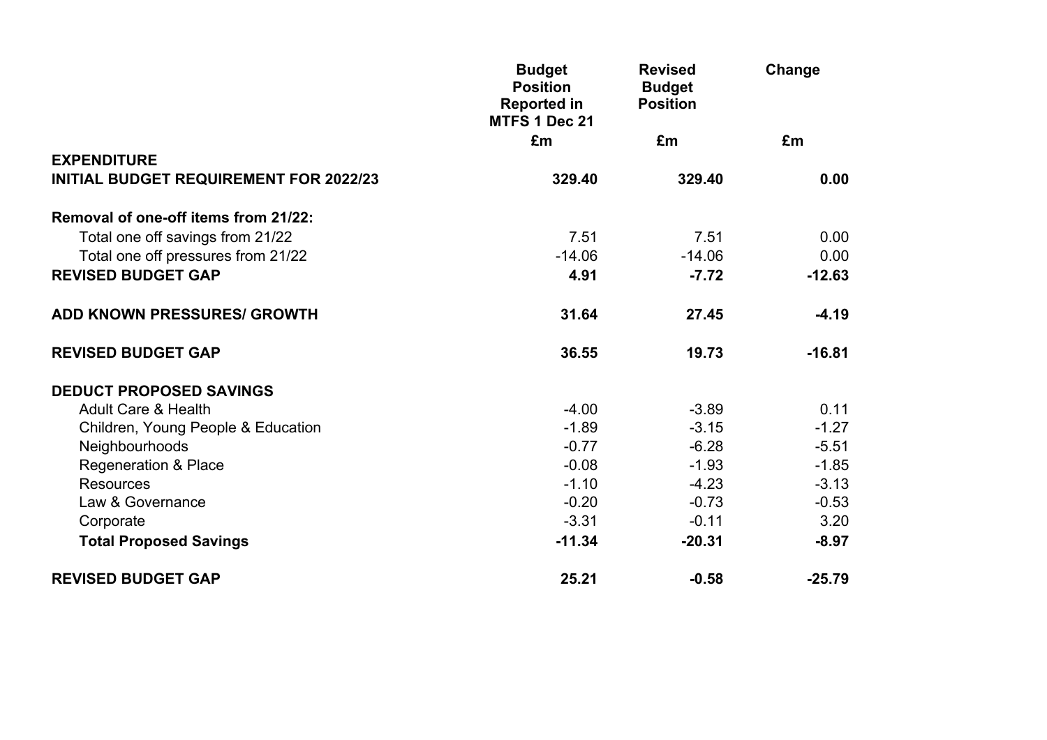| | Budget Position Reported in MTFS 1 Dec 21 | Revised Budget Position | Change |
|---|---|---|---|
| | £m | £m | £m |
| **EXPENDITURE** | | | |
| **INITIAL BUDGET REQUIREMENT FOR 2022/23** | **329.40** | **329.40** | **0.00** |
| | | | |
| **Removal of one-off items from 21/22:** | | | |
| Total one off savings from 21/22 | 7.51 | 7.51 | 0.00 |
| Total one off pressures from 21/22 | -14.06 | -14.06 | 0.00 |
| **REVISED BUDGET GAP** | **4.91** | **-7.72** | **-12.63** |
| | | | |
| **ADD KNOWN PRESSURES/ GROWTH** | **31.64** | **27.45** | **-4.19** |
| | | | |
| **REVISED BUDGET GAP** | **36.55** | **19.73** | **-16.81** |
| | | | |
| **DEDUCT PROPOSED SAVINGS** | | | |
| Adult Care & Health | -4.00 | -3.89 | 0.11 |
| Children, Young People & Education | -1.89 | -3.15 | -1.27 |
| Neighbourhoods | -0.77 | -6.28 | -5.51 |
| Regeneration & Place | -0.08 | -1.93 | -1.85 |
| Resources | -1.10 | -4.23 | -3.13 |
| Law & Governance | -0.20 | -0.73 | -0.53 |
| Corporate | -3.31 | -0.11 | 3.20 |
| **Total Proposed Savings** | **-11.34** | **-20.31** | **-8.97** |
| | | | |
| **REVISED BUDGET GAP** | **25.21** | **-0.58** | **-25.79** |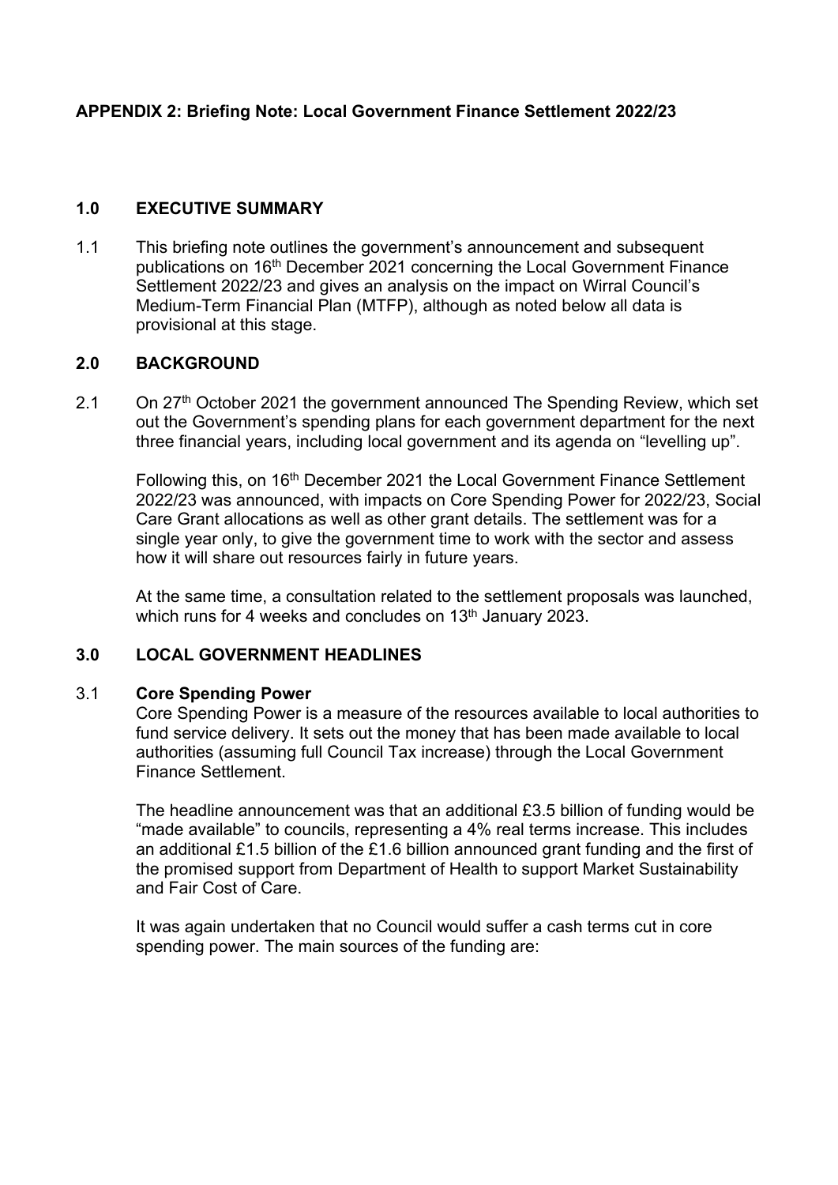**APPENDIX 2: Briefing Note: Local Government Finance Settlement 2022/23**

## 1.0 EXECUTIVE SUMMARY

1.1 This briefing note outlines the government's announcement and subsequent publications on 16th December 2021 concerning the Local Government Finance Settlement 2022/23 and gives an analysis on the impact on Wirral Council's Medium-Term Financial Plan (MTFP), although as noted below all data is provisional at this stage.

## 2.0 BACKGROUND

2.1 On 27th October 2021 the government announced The Spending Review, which set out the Government's spending plans for each government department for the next three financial years, including local government and its agenda on "levelling up".

Following this, on 16th December 2021 the Local Government Finance Settlement 2022/23 was announced, with impacts on Core Spending Power for 2022/23, Social Care Grant allocations as well as other grant details. The settlement was for a single year only, to give the government time to work with the sector and assess how it will share out resources fairly in future years.

At the same time, a consultation related to the settlement proposals was launched, which runs for 4 weeks and concludes on 13th January 2023.

## 3.0 LOCAL GOVERNMENT HEADLINES

3.1 **Core Spending Power**

Core Spending Power is a measure of the resources available to local authorities to fund service delivery. It sets out the money that has been made available to local authorities (assuming full Council Tax increase) through the Local Government Finance Settlement.

The headline announcement was that an additional £3.5 billion of funding would be "made available" to councils, representing a 4% real terms increase. This includes an additional £1.5 billion of the £1.6 billion announced grant funding and the first of the promised support from Department of Health to support Market Sustainability and Fair Cost of Care.

It was again undertaken that no Council would suffer a cash terms cut in core spending power. The main sources of the funding are: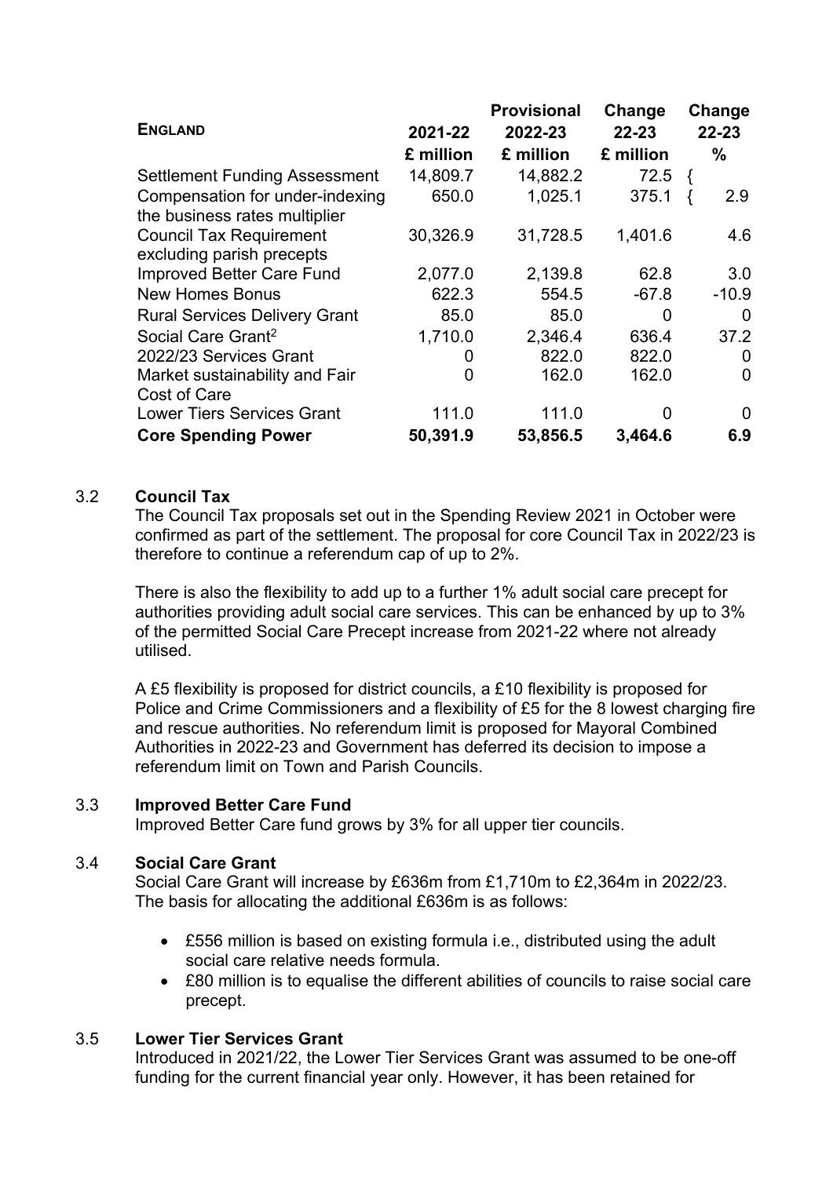| **ENGLAND** | **2021-22** | **Provisional 2022-23** | **Change 22-23** | **Change 22-23** |
|---|---|---|---|---|
| | **£ million** | **£ million** | **£ million** | **%** |
| Settlement Funding Assessment | 14,809.7 | 14,882.2 | 72.5 | { |
| Compensation for under-indexing the business rates multiplier | 650.0 | 1,025.1 | 375.1 | { 2.9 |
| Council Tax Requirement excluding parish precepts | 30,326.9 | 31,728.5 | 1,401.6 | 4.6 |
| Improved Better Care Fund | 2,077.0 | 2,139.8 | 62.8 | 3.0 |
| New Homes Bonus | 622.3 | 554.5 | -67.8 | -10.9 |
| Rural Services Delivery Grant | 85.0 | 85.0 | 0 | 0 |
| Social Care Grant[2] | 1,710.0 | 2,346.4 | 636.4 | 37.2 |
| 2022/23 Services Grant | 0 | 822.0 | 822.0 | 0 |
| Market sustainability and Fair Cost of Care | 0 | 162.0 | 162.0 | 0 |
| Lower Tiers Services Grant | 111.0 | 111.0 | 0 | 0 |
| **Core Spending Power** | **50,391.9** | **53,856.5** | **3,464.6** | **6.9** |

3.2 **Council Tax**

The Council Tax proposals set out in the Spending Review 2021 in October were confirmed as part of the settlement. The proposal for core Council Tax in 2022/23 is therefore to continue a referendum cap of up to 2%.

There is also the flexibility to add up to a further 1% adult social care precept for authorities providing adult social care services. This can be enhanced by up to 3% of the permitted Social Care Precept increase from 2021-22 where not already utilised.

A £5 flexibility is proposed for district councils, a £10 flexibility is proposed for Police and Crime Commissioners and a flexibility of £5 for the 8 lowest charging fire and rescue authorities. No referendum limit is proposed for Mayoral Combined Authorities in 2022-23 and Government has deferred its decision to impose a referendum limit on Town and Parish Councils.

3.3 **Improved Better Care Fund**

Improved Better Care fund grows by 3% for all upper tier councils.

3.4 **Social Care Grant**

Social Care Grant will increase by £636m from £1,710m to £2,364m in 2022/23. The basis for allocating the additional £636m is as follows:

- £556 million is based on existing formula i.e., distributed using the adult social care relative needs formula.
- £80 million is to equalise the different abilities of councils to raise social care precept.

3.5 **Lower Tier Services Grant**

Introduced in 2021/22, the Lower Tier Services Grant was assumed to be one-off funding for the current financial year only. However, it has been retained for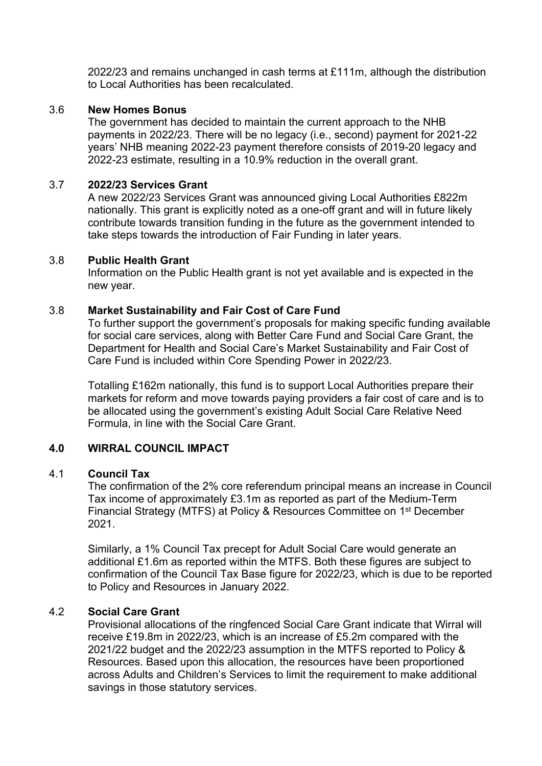2022/23 and remains unchanged in cash terms at £111m, although the distribution to Local Authorities has been recalculated.

### 3.6 New Homes Bonus

The government has decided to maintain the current approach to the NHB payments in 2022/23. There will be no legacy (i.e., second) payment for 2021-22 years' NHB meaning 2022-23 payment therefore consists of 2019-20 legacy and 2022-23 estimate, resulting in a 10.9% reduction in the overall grant.

### 3.7 2022/23 Services Grant

A new 2022/23 Services Grant was announced giving Local Authorities £822m nationally. This grant is explicitly noted as a one-off grant and will in future likely contribute towards transition funding in the future as the government intended to take steps towards the introduction of Fair Funding in later years.

### 3.8 Public Health Grant

Information on the Public Health grant is not yet available and is expected in the new year.

### 3.8 Market Sustainability and Fair Cost of Care Fund

To further support the government's proposals for making specific funding available for social care services, along with Better Care Fund and Social Care Grant, the Department for Health and Social Care's Market Sustainability and Fair Cost of Care Fund is included within Core Spending Power in 2022/23.

Totalling £162m nationally, this fund is to support Local Authorities prepare their markets for reform and move towards paying providers a fair cost of care and is to be allocated using the government's existing Adult Social Care Relative Need Formula, in line with the Social Care Grant.

## 4.0 WIRRAL COUNCIL IMPACT

### 4.1 Council Tax

The confirmation of the 2% core referendum principal means an increase in Council Tax income of approximately £3.1m as reported as part of the Medium-Term Financial Strategy (MTFS) at Policy & Resources Committee on 1st December 2021.

Similarly, a 1% Council Tax precept for Adult Social Care would generate an additional £1.6m as reported within the MTFS. Both these figures are subject to confirmation of the Council Tax Base figure for 2022/23, which is due to be reported to Policy and Resources in January 2022.

### 4.2 Social Care Grant

Provisional allocations of the ringfenced Social Care Grant indicate that Wirral will receive £19.8m in 2022/23, which is an increase of £5.2m compared with the 2021/22 budget and the 2022/23 assumption in the MTFS reported to Policy & Resources. Based upon this allocation, the resources have been proportioned across Adults and Children's Services to limit the requirement to make additional savings in those statutory services.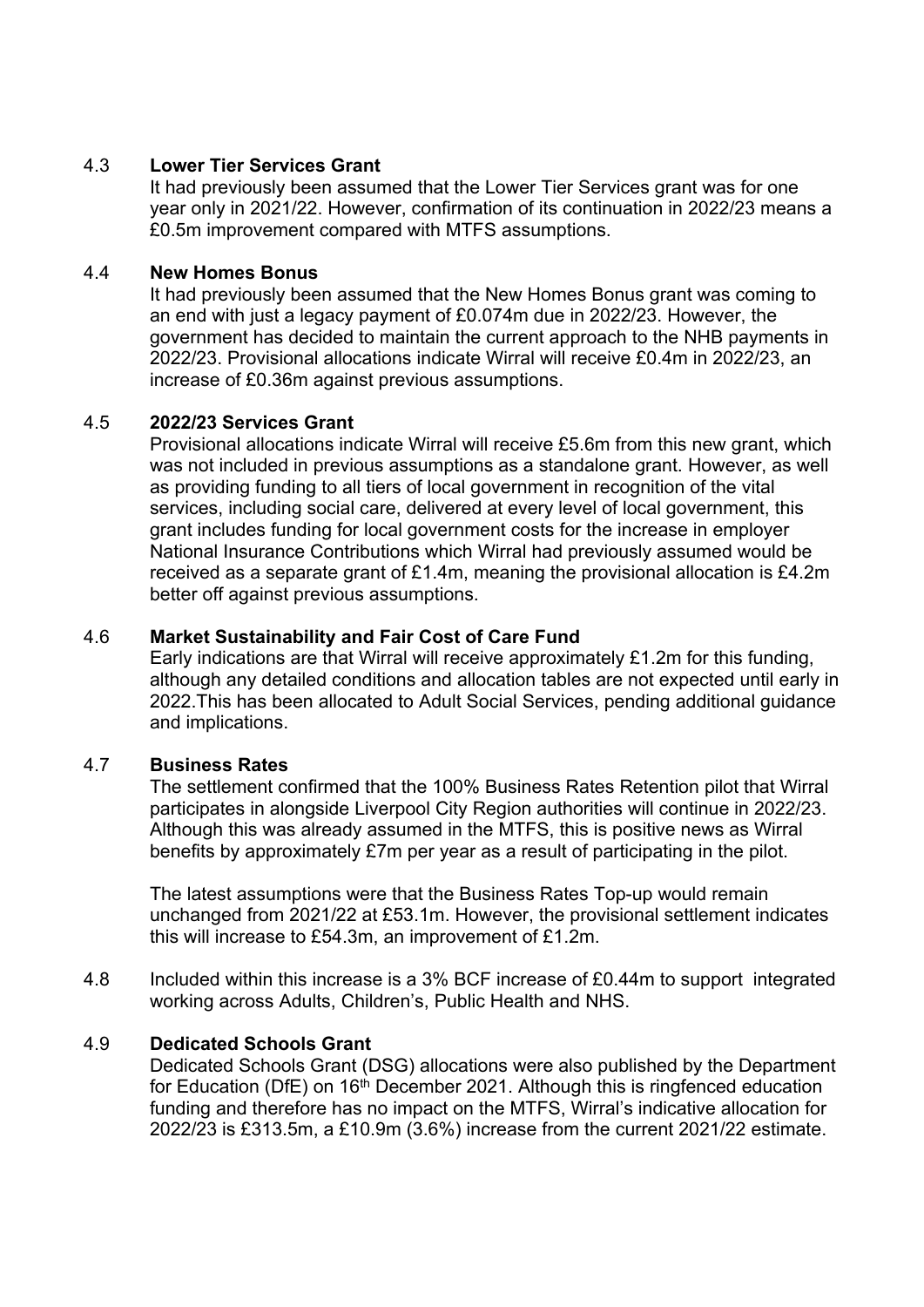4.3 **Lower Tier Services Grant**

It had previously been assumed that the Lower Tier Services grant was for one year only in 2021/22. However, confirmation of its continuation in 2022/23 means a £0.5m improvement compared with MTFS assumptions.

4.4 **New Homes Bonus**

It had previously been assumed that the New Homes Bonus grant was coming to an end with just a legacy payment of £0.074m due in 2022/23. However, the government has decided to maintain the current approach to the NHB payments in 2022/23. Provisional allocations indicate Wirral will receive £0.4m in 2022/23, an increase of £0.36m against previous assumptions.

4.5 **2022/23 Services Grant**

Provisional allocations indicate Wirral will receive £5.6m from this new grant, which was not included in previous assumptions as a standalone grant. However, as well as providing funding to all tiers of local government in recognition of the vital services, including social care, delivered at every level of local government, this grant includes funding for local government costs for the increase in employer National Insurance Contributions which Wirral had previously assumed would be received as a separate grant of £1.4m, meaning the provisional allocation is £4.2m better off against previous assumptions.

4.6 **Market Sustainability and Fair Cost of Care Fund**

Early indications are that Wirral will receive approximately £1.2m for this funding, although any detailed conditions and allocation tables are not expected until early in 2022.This has been allocated to Adult Social Services, pending additional guidance and implications.

4.7 **Business Rates**

The settlement confirmed that the 100% Business Rates Retention pilot that Wirral participates in alongside Liverpool City Region authorities will continue in 2022/23. Although this was already assumed in the MTFS, this is positive news as Wirral benefits by approximately £7m per year as a result of participating in the pilot.

The latest assumptions were that the Business Rates Top-up would remain unchanged from 2021/22 at £53.1m. However, the provisional settlement indicates this will increase to £54.3m, an improvement of £1.2m.

4.8 Included within this increase is a 3% BCF increase of £0.44m to support integrated working across Adults, Children's, Public Health and NHS.

4.9 **Dedicated Schools Grant**

Dedicated Schools Grant (DSG) allocations were also published by the Department for Education (DfE) on 16th December 2021. Although this is ringfenced education funding and therefore has no impact on the MTFS, Wirral's indicative allocation for 2022/23 is £313.5m, a £10.9m (3.6%) increase from the current 2021/22 estimate.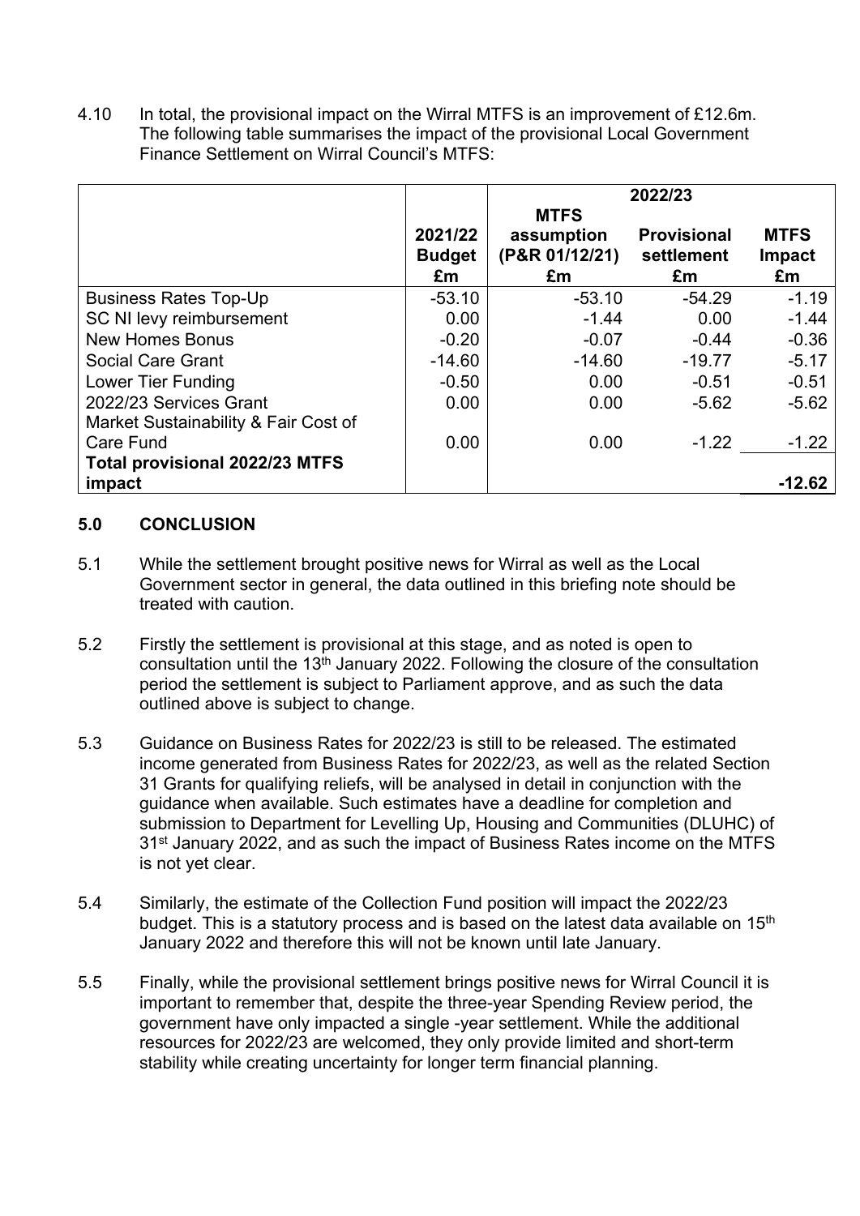4.10 In total, the provisional impact on the Wirral MTFS is an improvement of £12.6m. The following table summarises the impact of the provisional Local Government Finance Settlement on Wirral Council's MTFS:

| | | 2022/23 | | |
|---|---|---|---|---|
| | 2021/22 Budget £m | MTFS assumption (P&R 01/12/21) £m | Provisional settlement £m | MTFS Impact £m |
| Business Rates Top-Up | -53.10 | -53.10 | -54.29 | -1.19 |
| SC NI levy reimbursement | 0.00 | -1.44 | 0.00 | -1.44 |
| New Homes Bonus | -0.20 | -0.07 | -0.44 | -0.36 |
| Social Care Grant | -14.60 | -14.60 | -19.77 | -5.17 |
| Lower Tier Funding | -0.50 | 0.00 | -0.51 | -0.51 |
| 2022/23 Services Grant | 0.00 | 0.00 | -5.62 | -5.62 |
| Market Sustainability & Fair Cost of Care Fund | 0.00 | 0.00 | -1.22 | -1.22 |
| **Total provisional 2022/23 MTFS impact** | | | | **-12.62** |

## 5.0 CONCLUSION

5.1 While the settlement brought positive news for Wirral as well as the Local Government sector in general, the data outlined in this briefing note should be treated with caution.

5.2 Firstly the settlement is provisional at this stage, and as noted is open to consultation until the 13th January 2022. Following the closure of the consultation period the settlement is subject to Parliament approve, and as such the data outlined above is subject to change.

5.3 Guidance on Business Rates for 2022/23 is still to be released. The estimated income generated from Business Rates for 2022/23, as well as the related Section 31 Grants for qualifying reliefs, will be analysed in detail in conjunction with the guidance when available. Such estimates have a deadline for completion and submission to Department for Levelling Up, Housing and Communities (DLUHC) of 31st January 2022, and as such the impact of Business Rates income on the MTFS is not yet clear.

5.4 Similarly, the estimate of the Collection Fund position will impact the 2022/23 budget. This is a statutory process and is based on the latest data available on 15th January 2022 and therefore this will not be known until late January.

5.5 Finally, while the provisional settlement brings positive news for Wirral Council it is important to remember that, despite the three-year Spending Review period, the government have only impacted a single -year settlement. While the additional resources for 2022/23 are welcomed, they only provide limited and short-term stability while creating uncertainty for longer term financial planning.